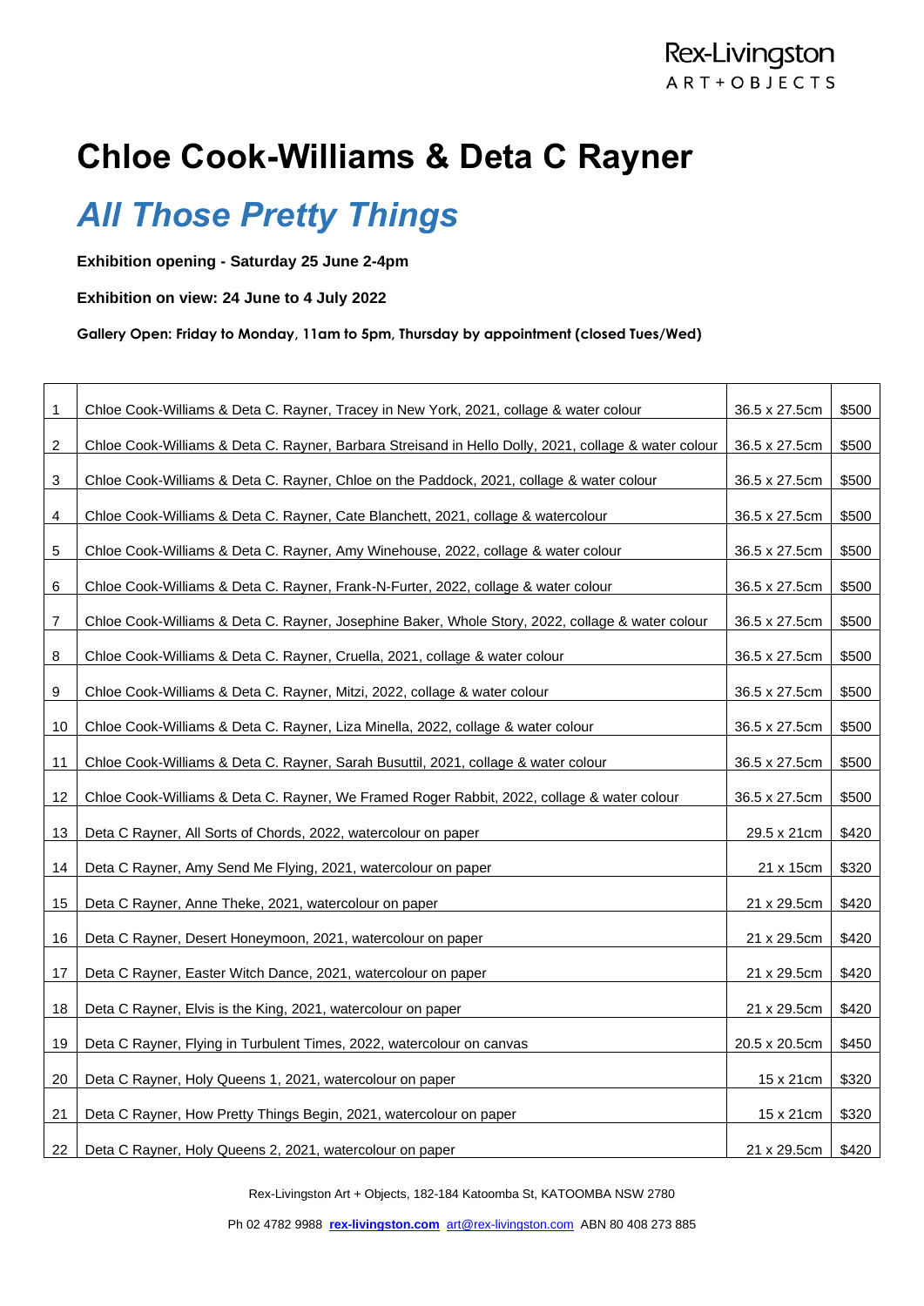Rex-Livingston
ART+OBJECTS

# Chloe Cook-Williams & Deta C Rayner

## *All Those Pretty Things*

**Exhibition opening - Saturday 25 June 2-4pm**

**Exhibition on view: 24 June to 4 July 2022**

**Gallery Open: Friday to Monday, 11am to 5pm, Thursday by appointment (closed Tues/Wed)**

| | | | |
|---|---|---|---|
| 1 | Chloe Cook-Williams & Deta C. Rayner, Tracey in New York, 2021, collage & water colour | 36.5 x 27.5cm | $500 |
| 2 | Chloe Cook-Williams & Deta C. Rayner, Barbara Streisand in Hello Dolly, 2021, collage & water colour | 36.5 x 27.5cm | $500 |
| 3 | Chloe Cook-Williams & Deta C. Rayner, Chloe on the Paddock, 2021, collage & water colour | 36.5 x 27.5cm | $500 |
| 4 | Chloe Cook-Williams & Deta C. Rayner, Cate Blanchett, 2021, collage & watercolour | 36.5 x 27.5cm | $500 |
| 5 | Chloe Cook-Williams & Deta C. Rayner, Amy Winehouse, 2022, collage & water colour | 36.5 x 27.5cm | $500 |
| 6 | Chloe Cook-Williams & Deta C. Rayner, Frank-N-Furter, 2022, collage & water colour | 36.5 x 27.5cm | $500 |
| 7 | Chloe Cook-Williams & Deta C. Rayner, Josephine Baker, Whole Story, 2022, collage & water colour | 36.5 x 27.5cm | $500 |
| 8 | Chloe Cook-Williams & Deta C. Rayner, Cruella, 2021, collage & water colour | 36.5 x 27.5cm | $500 |
| 9 | Chloe Cook-Williams & Deta C. Rayner, Mitzi, 2022, collage & water colour | 36.5 x 27.5cm | $500 |
| 10 | Chloe Cook-Williams & Deta C. Rayner, Liza Minella, 2022, collage & water colour | 36.5 x 27.5cm | $500 |
| 11 | Chloe Cook-Williams & Deta C. Rayner, Sarah Busuttil, 2021, collage & water colour | 36.5 x 27.5cm | $500 |
| 12 | Chloe Cook-Williams & Deta C. Rayner, We Framed Roger Rabbit, 2022, collage & water colour | 36.5 x 27.5cm | $500 |
| 13 | Deta C Rayner, All Sorts of Chords, 2022, watercolour on paper | 29.5 x 21cm | $420 |
| 14 | Deta C Rayner, Amy Send Me Flying, 2021, watercolour on paper | 21 x 15cm | $320 |
| 15 | Deta C Rayner, Anne Theke, 2021, watercolour on paper | 21 x 29.5cm | $420 |
| 16 | Deta C Rayner, Desert Honeymoon, 2021, watercolour on paper | 21 x 29.5cm | $420 |
| 17 | Deta C Rayner, Easter Witch Dance, 2021, watercolour on paper | 21 x 29.5cm | $420 |
| 18 | Deta C Rayner, Elvis is the King, 2021, watercolour on paper | 21 x 29.5cm | $420 |
| 19 | Deta C Rayner, Flying in Turbulent Times, 2022, watercolour on canvas | 20.5 x 20.5cm | $450 |
| 20 | Deta C Rayner, Holy Queens 1, 2021, watercolour on paper | 15 x 21cm | $320 |
| 21 | Deta C Rayner, How Pretty Things Begin, 2021, watercolour on paper | 15 x 21cm | $320 |
| 22 | Deta C Rayner, Holy Queens 2, 2021, watercolour on paper | 21 x 29.5cm | $420 |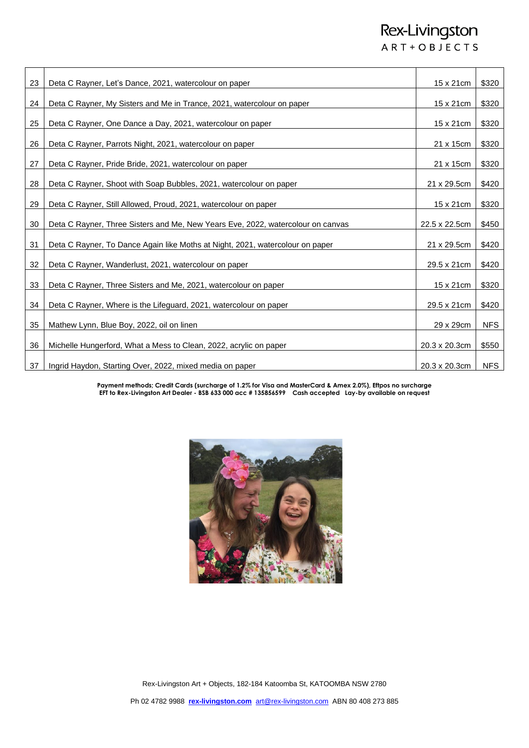# Rex-Livingston
ART + OBJECTS

| | | | |
|---|---|---|---|
| 23 | Deta C Rayner, Let's Dance, 2021, watercolour on paper | 15 x 21cm | $320 |
| 24 | Deta C Rayner, My Sisters and Me in Trance, 2021, watercolour on paper | 15 x 21cm | $320 |
| 25 | Deta C Rayner, One Dance a Day, 2021, watercolour on paper | 15 x 21cm | $320 |
| 26 | Deta C Rayner, Parrots Night, 2021, watercolour on paper | 21 x 15cm | $320 |
| 27 | Deta C Rayner, Pride Bride, 2021, watercolour on paper | 21 x 15cm | $320 |
| 28 | Deta C Rayner, Shoot with Soap Bubbles, 2021, watercolour on paper | 21 x 29.5cm | $420 |
| 29 | Deta C Rayner, Still Allowed, Proud, 2021, watercolour on paper | 15 x 21cm | $320 |
| 30 | Deta C Rayner, Three Sisters and Me, New Years Eve, 2022, watercolour on canvas | 22.5 x 22.5cm | $450 |
| 31 | Deta C Rayner, To Dance Again like Moths at Night, 2021, watercolour on paper | 21 x 29.5cm | $420 |
| 32 | Deta C Rayner, Wanderlust, 2021, watercolour on paper | 29.5 x 21cm | $420 |
| 33 | Deta C Rayner, Three Sisters and Me, 2021, watercolour on paper | 15 x 21cm | $320 |
| 34 | Deta C Rayner, Where is the Lifeguard, 2021, watercolour on paper | 29.5 x 21cm | $420 |
| 35 | Mathew Lynn, Blue Boy, 2022, oil on linen | 29 x 29cm | NFS |
| 36 | Michelle Hungerford, What a Mess to Clean, 2022, acrylic on paper | 20.3 x 20.3cm | $550 |
| 37 | Ingrid Haydon, Starting Over, 2022, mixed media on paper | 20.3 x 20.3cm | NFS |

**Payment methods; Credit Cards (surcharge of 1.2% for Visa and MasterCard & Amex 2.0%), Eftpos no surcharge**
**EFT to Rex-Livingston Art Dealer - BSB 633 000 acc # 135856599 Cash accepted Lay-by available on request**

Rex-Livingston Art + Objects, 182-184 Katoomba St, KATOOMBA NSW 2780

Ph 02 4782 9988 **rex-livingston.com** art@rex-livingston.com ABN 80 408 273 885